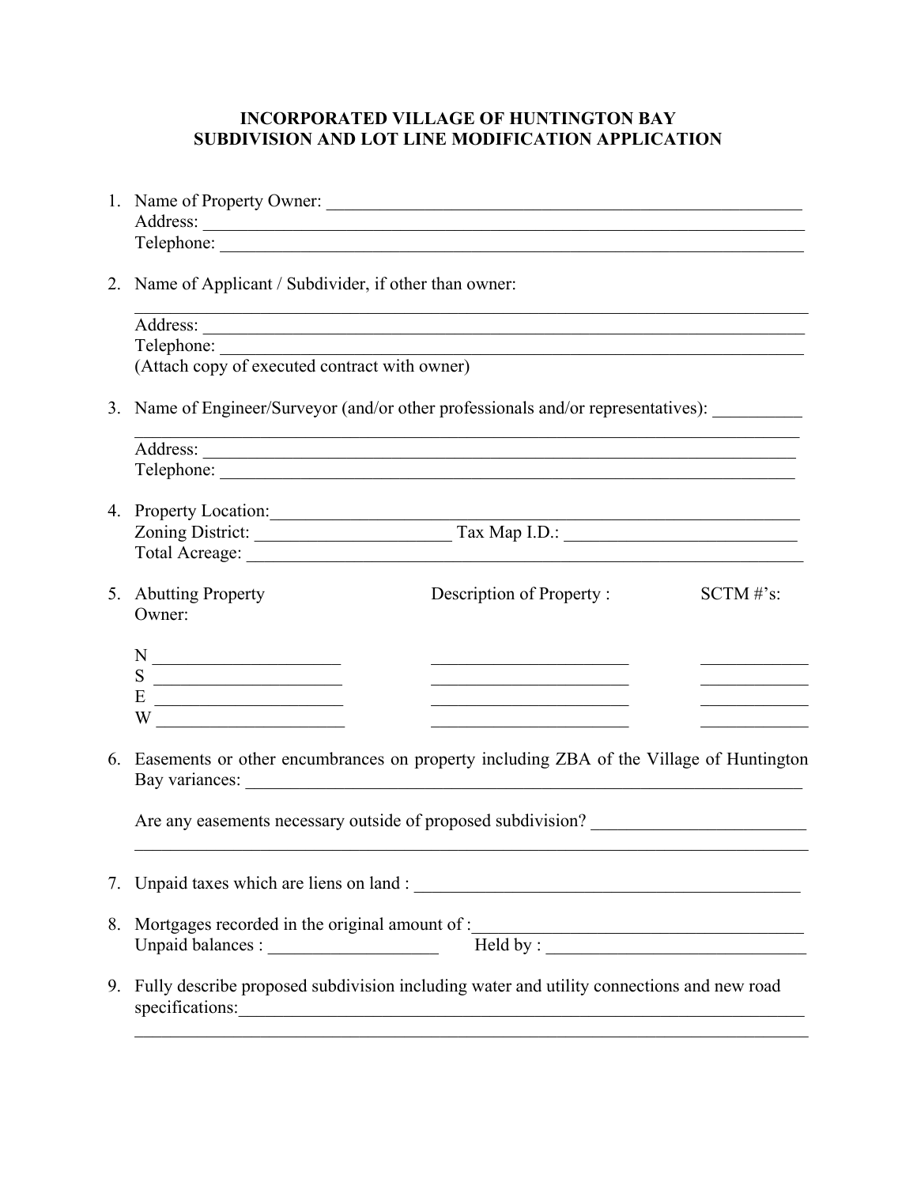# INCORPORATED VILLAGE OF HUNTINGTON BAY
## SUBDIVISION AND LOT LINE MODIFICATION APPLICATION

1. Name of Property Owner: ______________________________________________________
   Address: _______________________________________________________________
   Telephone: _____________________________________________________________

2. Name of Applicant / Subdivider, if other than owner:
   ______________________________________________________________________
   Address: _______________________________________________________________
   Telephone: _____________________________________________________________
   (Attach copy of executed contract with owner)

3. Name of Engineer/Surveyor (and/or other professionals and/or representatives): __________
   ______________________________________________________________________
   Address: _______________________________________________________________
   Telephone: _____________________________________________________________

4. Property Location:_______________________________________________________
   Zoning District: ______________________ Tax Map I.D.: __________________________
   Total Acreage: _________________________________________________________

5. Abutting Property Owner:

| Abutting Property Owner: | Description of Property : | SCTM #'s: |
| --- | --- | --- |
| N ______________________ | ________________________ | ____________ |
| S ______________________ | ________________________ | ____________ |
| E ______________________ | ________________________ | ____________ |
| W ______________________ | ________________________ | ____________ |

6. Easements or other encumbrances on property including ZBA of the Village of Huntington Bay variances: _______________________________________________________________

   Are any easements necessary outside of proposed subdivision? ________________________
   ______________________________________________________________________

7. Unpaid taxes which are liens on land : _____________________________________________

8. Mortgages recorded in the original amount of :_______________________________________
   Unpaid balances : ___________________ Held by : ______________________________

9. Fully describe proposed subdivision including water and utility connections and new road specifications:__________________________________________________________________
   ______________________________________________________________________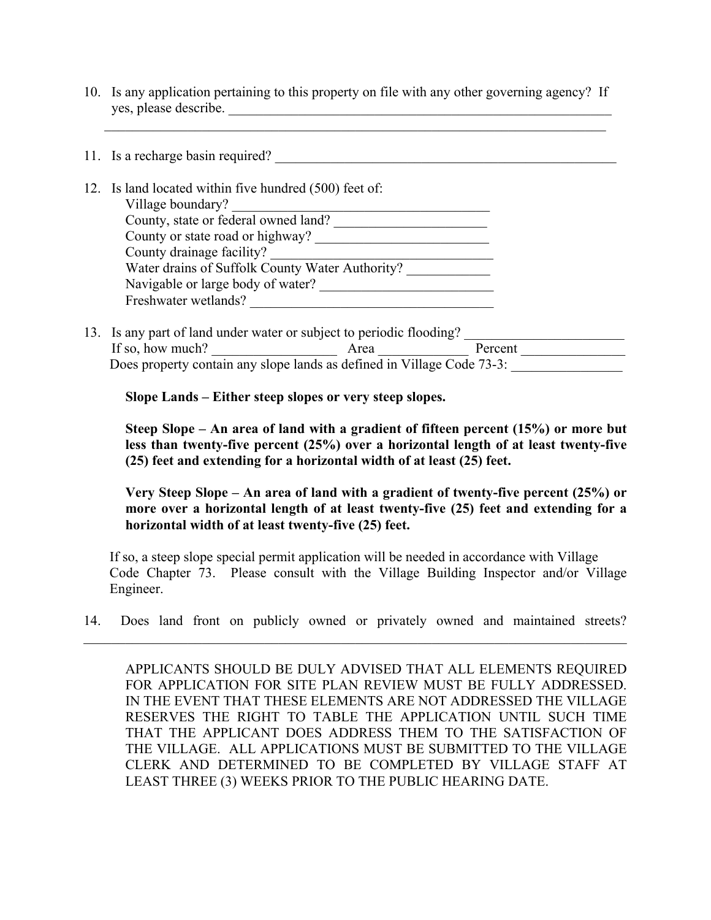10. Is any application pertaining to this property on file with any other governing agency? If yes, please describe. ____________________________________________________________
    ___________________________________________________________________________

11. Is a recharge basin required? ____________________________________________________

12. Is land located within five hundred (500) feet of:
    Village boundary? ________________________________________
    County, state or federal owned land? _______________________
    County or state road or highway? __________________________
    County drainage facility? _________________________________
    Water drains of Suffolk County Water Authority? ____________
    Navigable or large body of water? _________________________
    Freshwater wetlands? ____________________________________

13. Is any part of land under water or subject to periodic flooding? ________________________
    If so, how much? __________________ Area _____________ Percent _______________
    Does property contain any slope lands as defined in Village Code 73-3: ________________

    **Slope Lands – Either steep slopes or very steep slopes.**

    **Steep Slope – An area of land with a gradient of fifteen percent (15%) or more but less than twenty-five percent (25%) over a horizontal length of at least twenty-five (25) feet and extending for a horizontal width of at least (25) feet.**

    **Very Steep Slope – An area of land with a gradient of twenty-five percent (25%) or more over a horizontal length of at least twenty-five (25) feet and extending for a horizontal width of at least twenty-five (25) feet.**

    If so, a steep slope special permit application will be needed in accordance with Village Code Chapter 73. Please consult with the Village Building Inspector and/or Village Engineer.

14. Does land front on publicly owned or privately owned and maintained streets?
    ___________________________________________________________________________

APPLICANTS SHOULD BE DULY ADVISED THAT ALL ELEMENTS REQUIRED FOR APPLICATION FOR SITE PLAN REVIEW MUST BE FULLY ADDRESSED. IN THE EVENT THAT THESE ELEMENTS ARE NOT ADDRESSED THE VILLAGE RESERVES THE RIGHT TO TABLE THE APPLICATION UNTIL SUCH TIME THAT THE APPLICANT DOES ADDRESS THEM TO THE SATISFACTION OF THE VILLAGE. ALL APPLICATIONS MUST BE SUBMITTED TO THE VILLAGE CLERK AND DETERMINED TO BE COMPLETED BY VILLAGE STAFF AT LEAST THREE (3) WEEKS PRIOR TO THE PUBLIC HEARING DATE.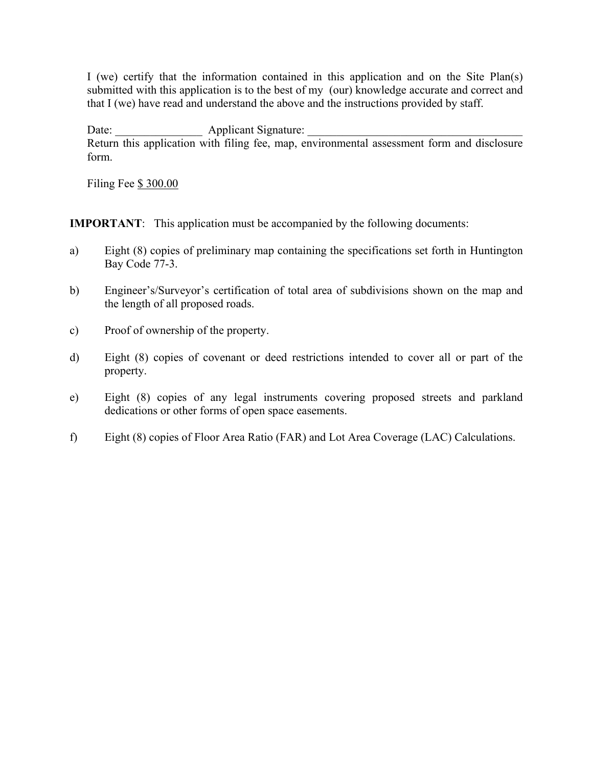I (we) certify that the information contained in this application and on the Site Plan(s) submitted with this application is to the best of my (our) knowledge accurate and correct and that I (we) have read and understand the above and the instructions provided by staff.

Date: _______________ Applicant Signature: ______________________________________

Return this application with filing fee, map, environmental assessment form and disclosure form.

Filing Fee <u>$ 300.00</u>

**IMPORTANT**: This application must be accompanied by the following documents:

a) Eight (8) copies of preliminary map containing the specifications set forth in Huntington Bay Code 77-3.

b) Engineer's/Surveyor's certification of total area of subdivisions shown on the map and the length of all proposed roads.

c) Proof of ownership of the property.

d) Eight (8) copies of covenant or deed restrictions intended to cover all or part of the property.

e) Eight (8) copies of any legal instruments covering proposed streets and parkland dedications or other forms of open space easements.

f) Eight (8) copies of Floor Area Ratio (FAR) and Lot Area Coverage (LAC) Calculations.